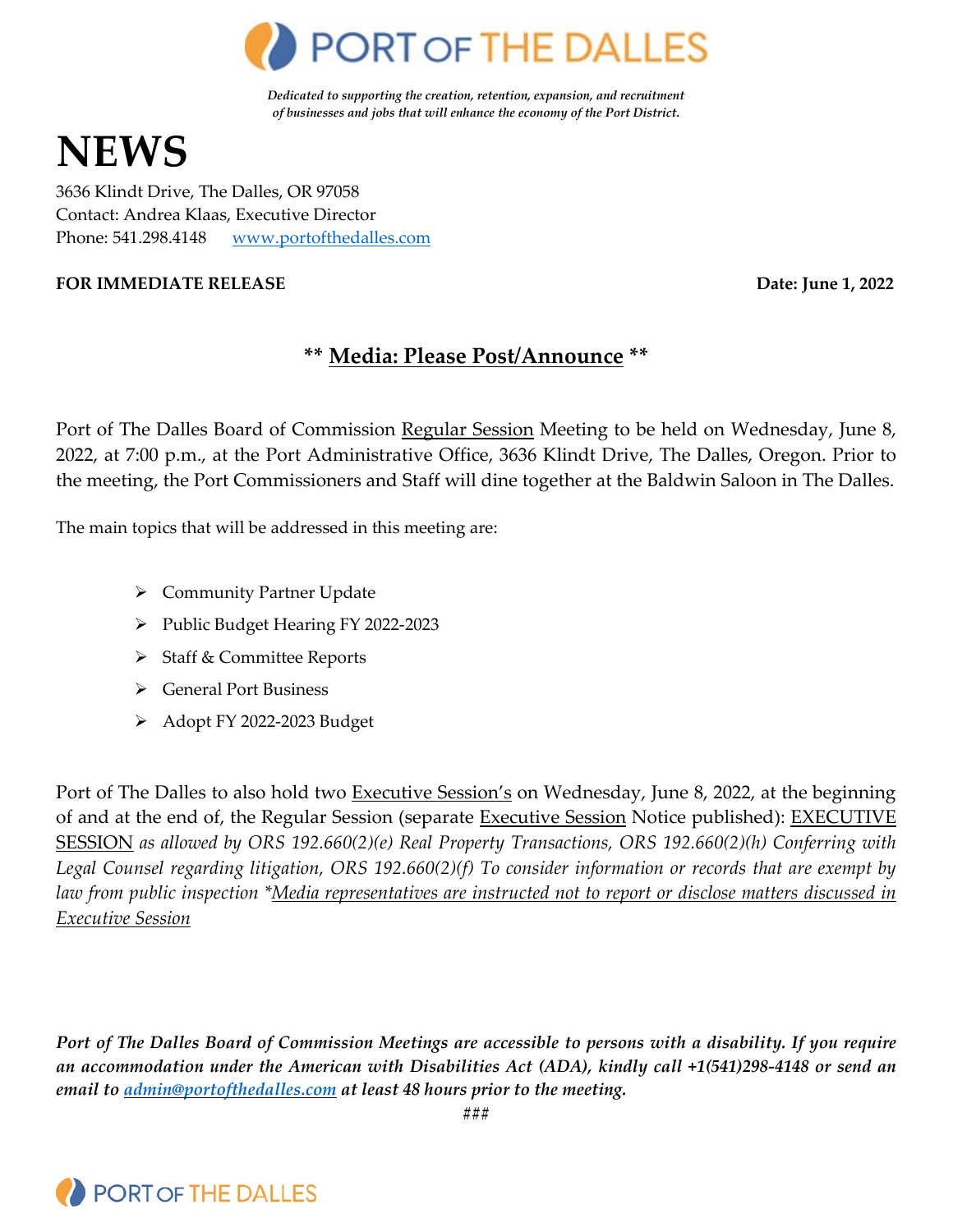# PORT OF THE DALLES

*Dedicated to supporting the creation, retention, expansion, and recruitment of businesses and jobs that will enhance the economy of the Port District.*

# NEWS

3636 Klindt Drive, The Dalles, OR 97058
Contact: Andrea Klaas, Executive Director
Phone: 541.298.4148 www.portofthedalles.com

**FOR IMMEDIATE RELEASE** **Date: June 1, 2022**

## ** Media: Please Post/Announce **

Port of The Dalles Board of Commission Regular Session Meeting to be held on Wednesday, June 8, 2022, at 7:00 p.m., at the Port Administrative Office, 3636 Klindt Drive, The Dalles, Oregon. Prior to the meeting, the Port Commissioners and Staff will dine together at the Baldwin Saloon in The Dalles.

The main topics that will be addressed in this meeting are:

- Community Partner Update
- Public Budget Hearing FY 2022-2023
- Staff & Committee Reports
- General Port Business
- Adopt FY 2022-2023 Budget

Port of The Dalles to also hold two Executive Session's on Wednesday, June 8, 2022, at the beginning of and at the end of, the Regular Session (separate Executive Session Notice published): EXECUTIVE SESSION *as allowed by ORS 192.660(2)(e) Real Property Transactions, ORS 192.660(2)(h) Conferring with Legal Counsel regarding litigation, ORS 192.660(2)(f) To consider information or records that are exempt by law from public inspection *Media representatives are instructed not to report or disclose matters discussed in Executive Session*

***Port of The Dalles Board of Commission Meetings are accessible to persons with a disability. If you require an accommodation under the American with Disabilities Act (ADA), kindly call +1(541)298-4148 or send an email to admin@portofthedalles.com at least 48 hours prior to the meeting.***

###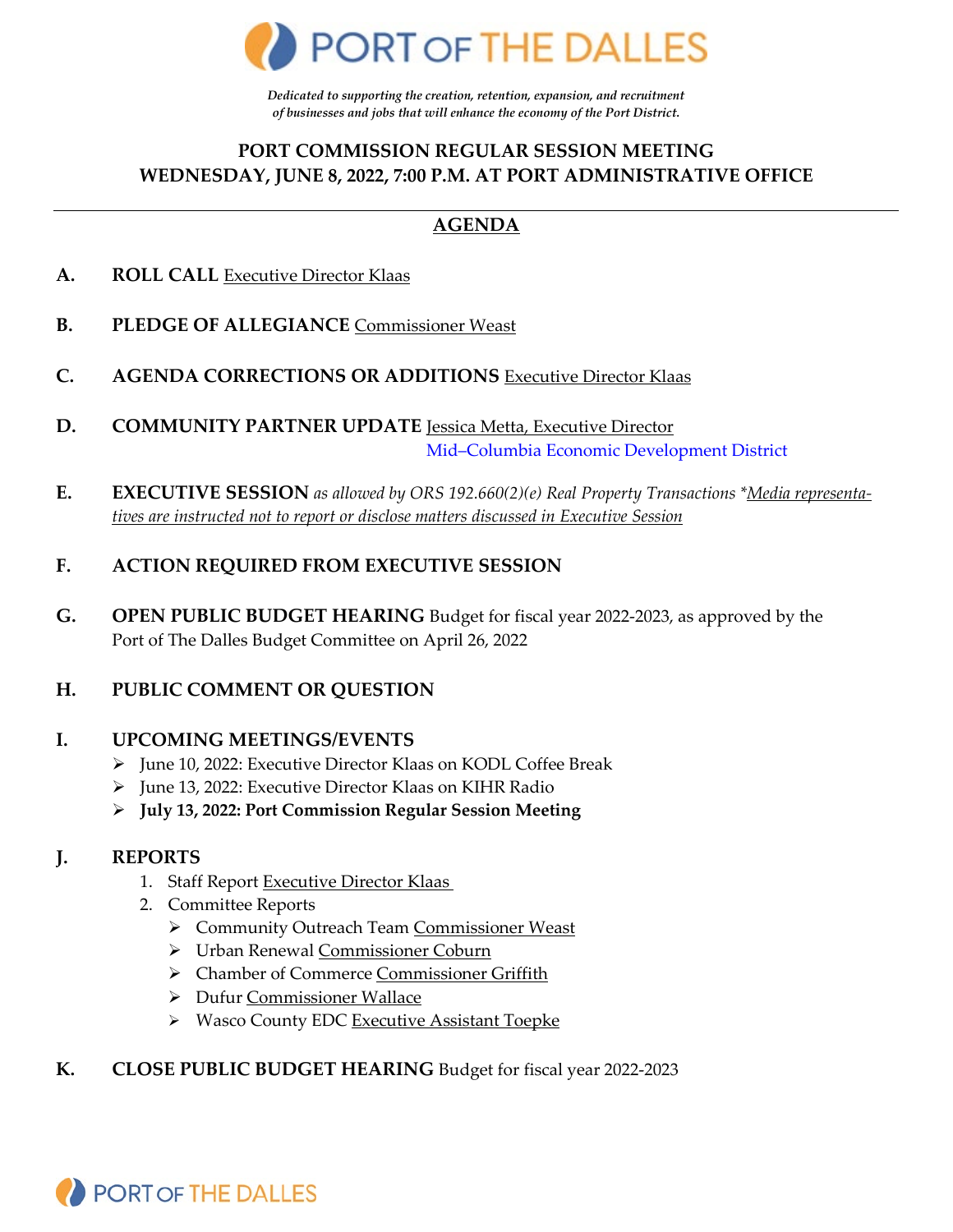PORT OF THE DALLES

*Dedicated to supporting the creation, retention, expansion, and recruitment of businesses and jobs that will enhance the economy of the Port District.*

## PORT COMMISSION REGULAR SESSION MEETING
## WEDNESDAY, JUNE 8, 2022, 7:00 P.M. AT PORT ADMINISTRATIVE OFFICE

---

## AGENDA

**A. ROLL CALL** Executive Director Klaas

**B. PLEDGE OF ALLEGIANCE** Commissioner Weast

**C. AGENDA CORRECTIONS OR ADDITIONS** Executive Director Klaas

**D. COMMUNITY PARTNER UPDATE** Jessica Metta, Executive Director
Mid–Columbia Economic Development District

**E. EXECUTIVE SESSION** *as allowed by ORS 192.660(2)(e) Real Property Transactions \*Media representatives are instructed not to report or disclose matters discussed in Executive Session*

**F. ACTION REQUIRED FROM EXECUTIVE SESSION**

**G. OPEN PUBLIC BUDGET HEARING** Budget for fiscal year 2022-2023, as approved by the Port of The Dalles Budget Committee on April 26, 2022

**H. PUBLIC COMMENT OR QUESTION**

**I. UPCOMING MEETINGS/EVENTS**
- June 10, 2022: Executive Director Klaas on KODL Coffee Break
- June 13, 2022: Executive Director Klaas on KIHR Radio
- **July 13, 2022: Port Commission Regular Session Meeting**

**J. REPORTS**
1. Staff Report Executive Director Klaas
2. Committee Reports
   - Community Outreach Team Commissioner Weast
   - Urban Renewal Commissioner Coburn
   - Chamber of Commerce Commissioner Griffith
   - Dufur Commissioner Wallace
   - Wasco County EDC Executive Assistant Toepke

**K. CLOSE PUBLIC BUDGET HEARING** Budget for fiscal year 2022-2023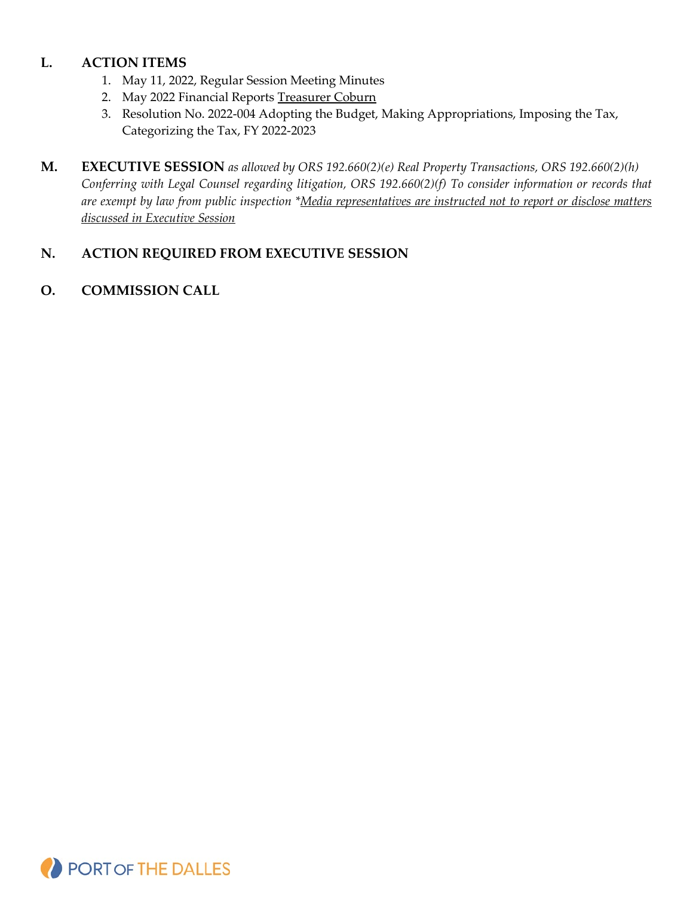**L. ACTION ITEMS**

1. May 11, 2022, Regular Session Meeting Minutes
2. May 2022 Financial Reports Treasurer Coburn
3. Resolution No. 2022-004 Adopting the Budget, Making Appropriations, Imposing the Tax, Categorizing the Tax, FY 2022-2023

**M. EXECUTIVE SESSION** *as allowed by ORS 192.660(2)(e) Real Property Transactions, ORS 192.660(2)(h) Conferring with Legal Counsel regarding litigation, ORS 192.660(2)(f) To consider information or records that are exempt by law from public inspection *Media representatives are instructed not to report or disclose matters discussed in Executive Session*

**N. ACTION REQUIRED FROM EXECUTIVE SESSION**

**O. COMMISSION CALL**